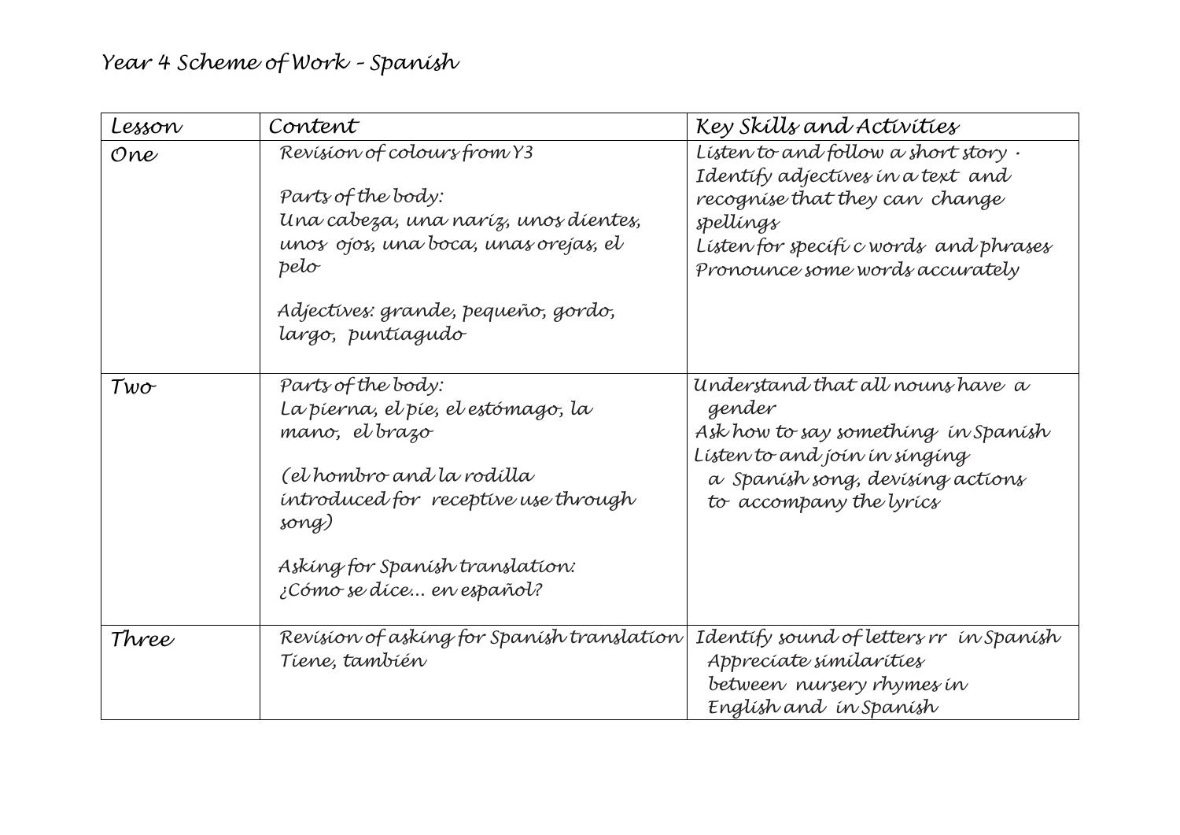# Year 4 Scheme of Work – Spanish

| Lesson | Content | Key Skills and Activities |
|---|---|---|
| One | Revision of colours from Y3<br><br>Parts of the body:<br>Una cabeza, una nariz, unos dientes, unos ojos, una boca, unas orejas, el pelo<br><br>Adjectives: grande, pequeño, gordo, largo, puntiagudo | Listen to and follow a short story ·<br>Identify adjectives in a text and recognise that they can change spellings<br>Listen for specifi c words and phrases<br>Pronounce some words accurately |
| Two | Parts of the body:<br>La pierna, el pie, el estómago, la mano, el brazo<br><br>(el hombro and la rodilla introduced for receptive use through song)<br><br>Asking for Spanish translation:<br>¿Cómo se dice… en español? | Understand that all nouns have a gender<br>Ask how to say something in Spanish<br>Listen to and join in singing a Spanish song, devising actions to accompany the lyrics |
| Three | Revision of asking for Spanish translation<br>Tiene, también | Identify sound of letters rr in Spanish<br>Appreciate similarities between nursery rhymes in English and in Spanish |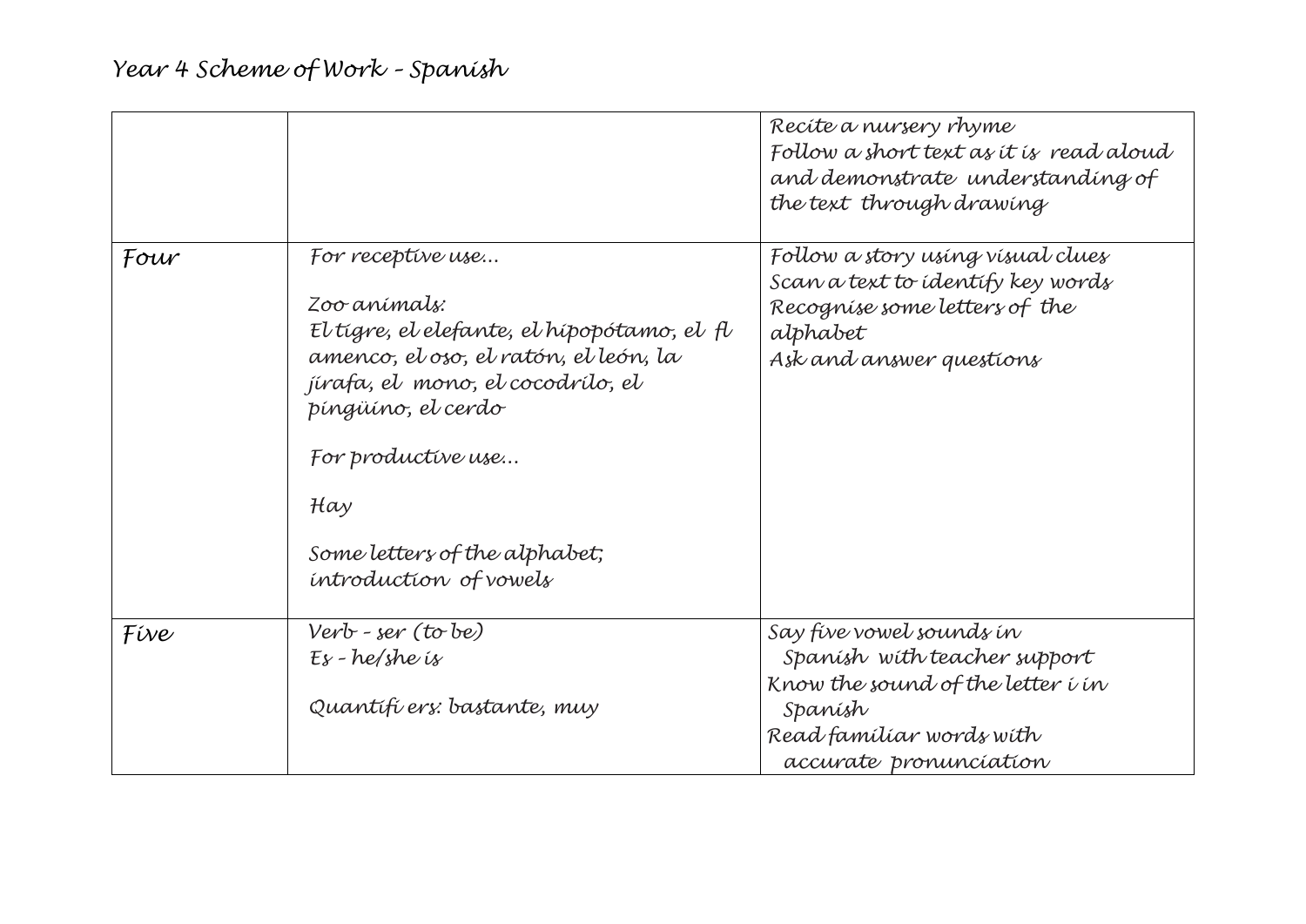# Year 4 Scheme of Work – Spanish

| | | |
|---|---|---|
| | | Recite a nursery rhyme<br>Follow a short text as it is read aloud and demonstrate understanding of the text through drawing |
| Four | For receptive use…<br><br>Zoo animals:<br>El tigre, el elefante, el hipopótamo, el fl amenco, el oso, el ratón, el león, la jirafa, el mono, el cocodrilo, el pingüino, el cerdo<br><br>For productive use…<br><br>Hay<br><br>Some letters of the alphabet; introduction of vowels | Follow a story using visual clues<br>Scan a text to identify key words<br>Recognise some letters of the alphabet<br>Ask and answer questions |
| Five | Verb – ser (to be)<br>Es – he/she is<br><br>Quantifi ers: bastante, muy | Say five vowel sounds in Spanish with teacher support<br>Know the sound of the letter i in Spanish<br>Read familiar words with accurate pronunciation |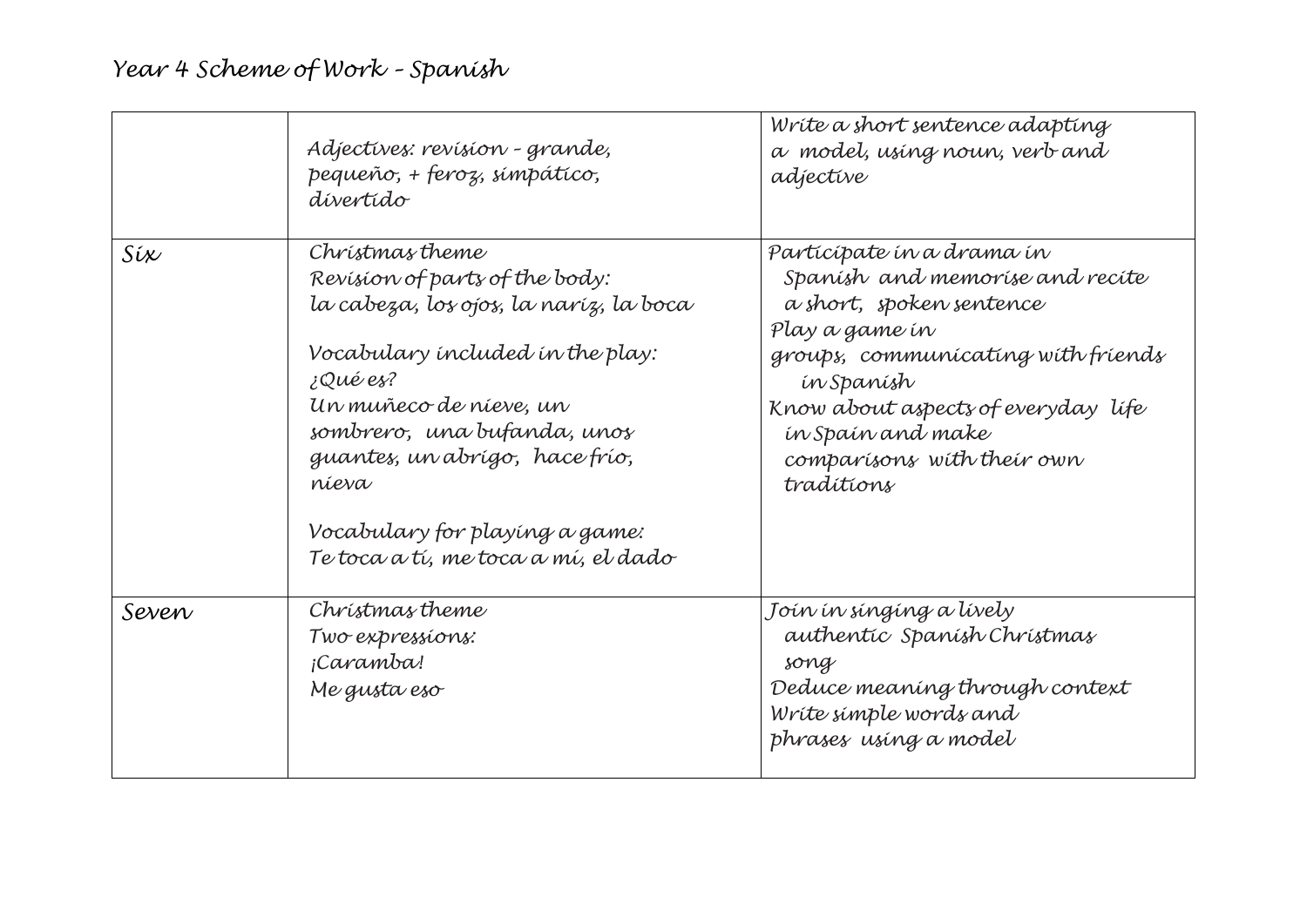# Year 4 Scheme of Work – Spanish

| | | |
|---|---|---|
| | Adjectives: revision – grande, pequeño, + feroz, simpático, divertido | Write a short sentence adapting a model, using noun, verb and adjective |
| Six | Christmas theme<br>Revision of parts of the body:<br>la cabeza, los ojos, la nariz, la boca<br><br>Vocabulary included in the play:<br>¿Qué es?<br>Un muñeco de nieve, un sombrero, una bufanda, unos guantes, un abrigo, hace frío, nieva<br><br>Vocabulary for playing a game:<br>Te toca a tí, me toca a mí, el dado | Participate in a drama in Spanish and memorise and recite a short, spoken sentence<br>Play a game in groups, communicating with friends in Spanish<br>Know about aspects of everyday life in Spain and make comparisons with their own traditions |
| Seven | Christmas theme<br>Two expressions:<br>¡Caramba!<br>Me gusta eso | Join in singing a lively authentic Spanish Christmas song<br>Deduce meaning through context<br>Write simple words and phrases using a model |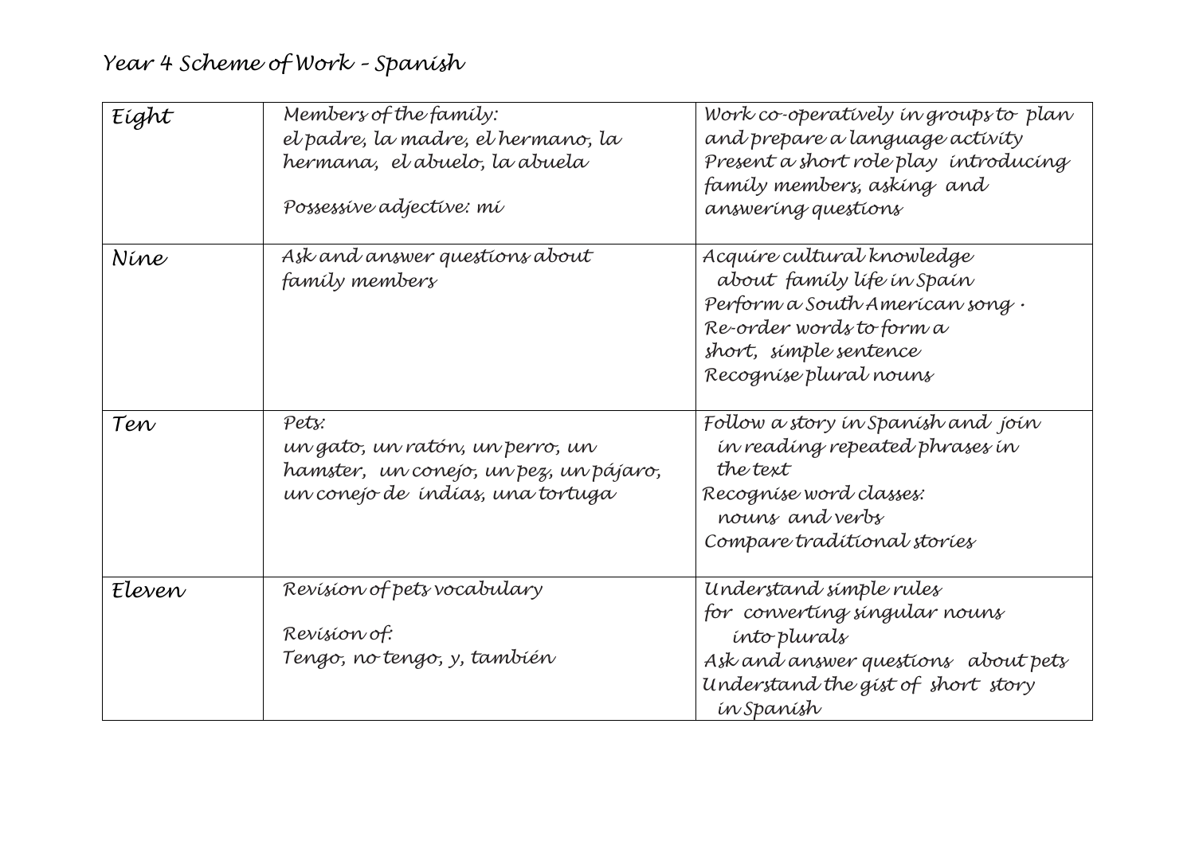*Year 4 Scheme of Work – Spanish*

| | | |
|---|---|---|
| Eight | Members of the family: el padre, la madre, el hermano, la hermana, el abuelo, la abuela<br><br>Possessive adjective: mi | Work co-operatively in groups to plan and prepare a language activity<br>Present a short role play introducing family members, asking and answering questions |
| Nine | Ask and answer questions about family members | Acquire cultural knowledge about family life in Spain<br>Perform a South American song .<br>Re-order words to form a short, simple sentence<br>Recognise plural nouns |
| Ten | Pets:<br>un gato, un ratón, un perro, un hamster, un conejo, un pez, un pájaro, un conejo de indias, una tortuga | Follow a story in Spanish and join in reading repeated phrases in the text<br>Recognise word classes: nouns and verbs<br>Compare traditional stories |
| Eleven | Revision of pets vocabulary<br><br>Revision of:<br>Tengo, no tengo, y, también | Understand simple rules for converting singular nouns into plurals<br>Ask and answer questions about pets<br>Understand the gist of short story in Spanish |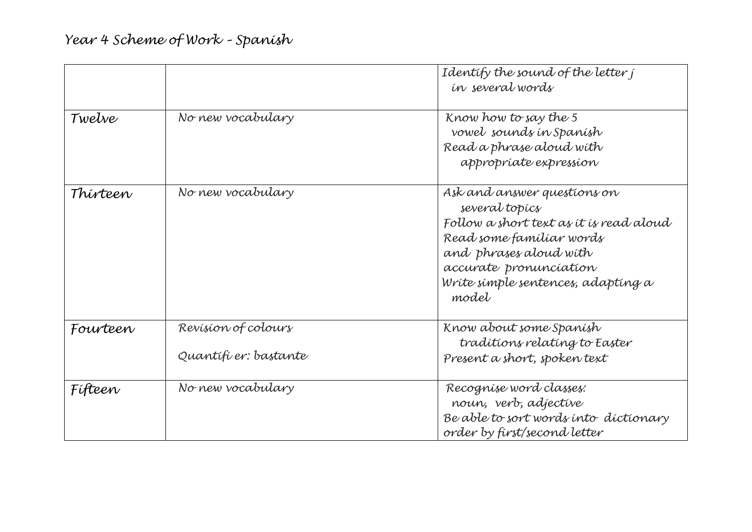# Year 4 Scheme of Work – Spanish

| | | |
|---|---|---|
| | | Identify the sound of the letter j in several words |
| Twelve | No new vocabulary | Know how to say the 5 vowel sounds in Spanish<br>Read a phrase aloud with appropriate expression |
| Thirteen | No new vocabulary | Ask and answer questions on several topics<br>Follow a short text as it is read aloud<br>Read some familiar words and phrases aloud with accurate pronunciation<br>Write simple sentences, adapting a model |
| Fourteen | Revision of colours<br><br>Quantifi er: bastante | Know about some Spanish traditions relating to Easter<br>Present a short, spoken text |
| Fifteen | No new vocabulary | Recognise word classes: noun, verb, adjective<br>Be able to sort words into dictionary order by first/second letter |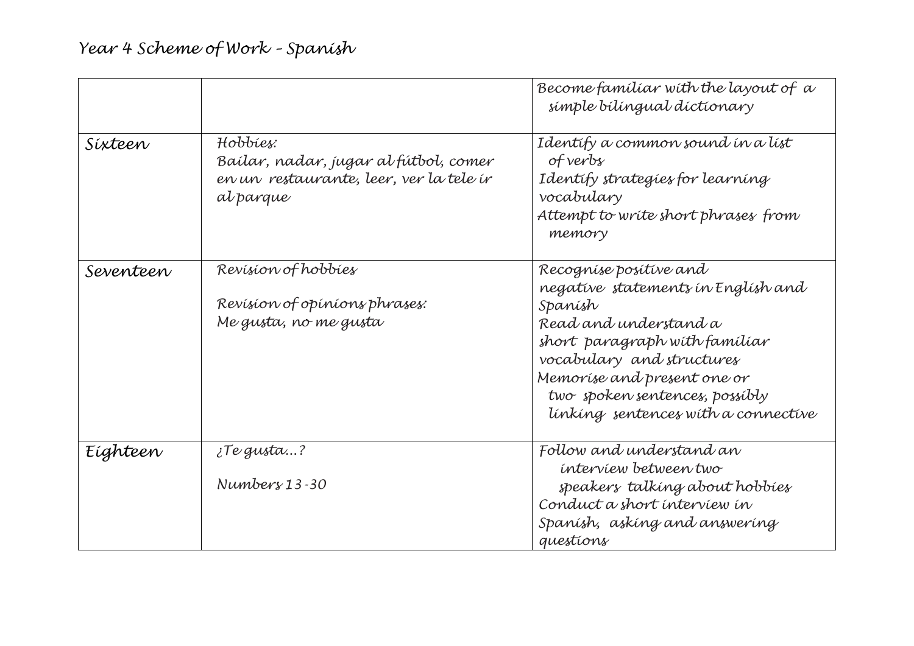# Year 4 Scheme of Work – Spanish

| | | |
|---|---|---|
| | | Become familiar with the layout of a simple bilingual dictionary |
| Sixteen | Hobbies:<br>Bailar, nadar, jugar al fútbol, comer en un restaurante, leer, ver la tele ir al parque | Identify a common sound in a list of verbs<br>Identify strategies for learning vocabulary<br>Attempt to write short phrases from memory |
| Seventeen | Revision of hobbies<br><br>Revision of opinions phrases:<br>Me gusta, no me gusta | Recognise positive and negative statements in English and Spanish<br>Read and understand a short paragraph with familiar vocabulary and structures<br>Memorise and present one or two spoken sentences, possibly linking sentences with a connective |
| Eighteen | ¿Te gusta…?<br><br>Numbers 13-30 | Follow and understand an interview between two speakers talking about hobbies<br>Conduct a short interview in Spanish, asking and answering questions |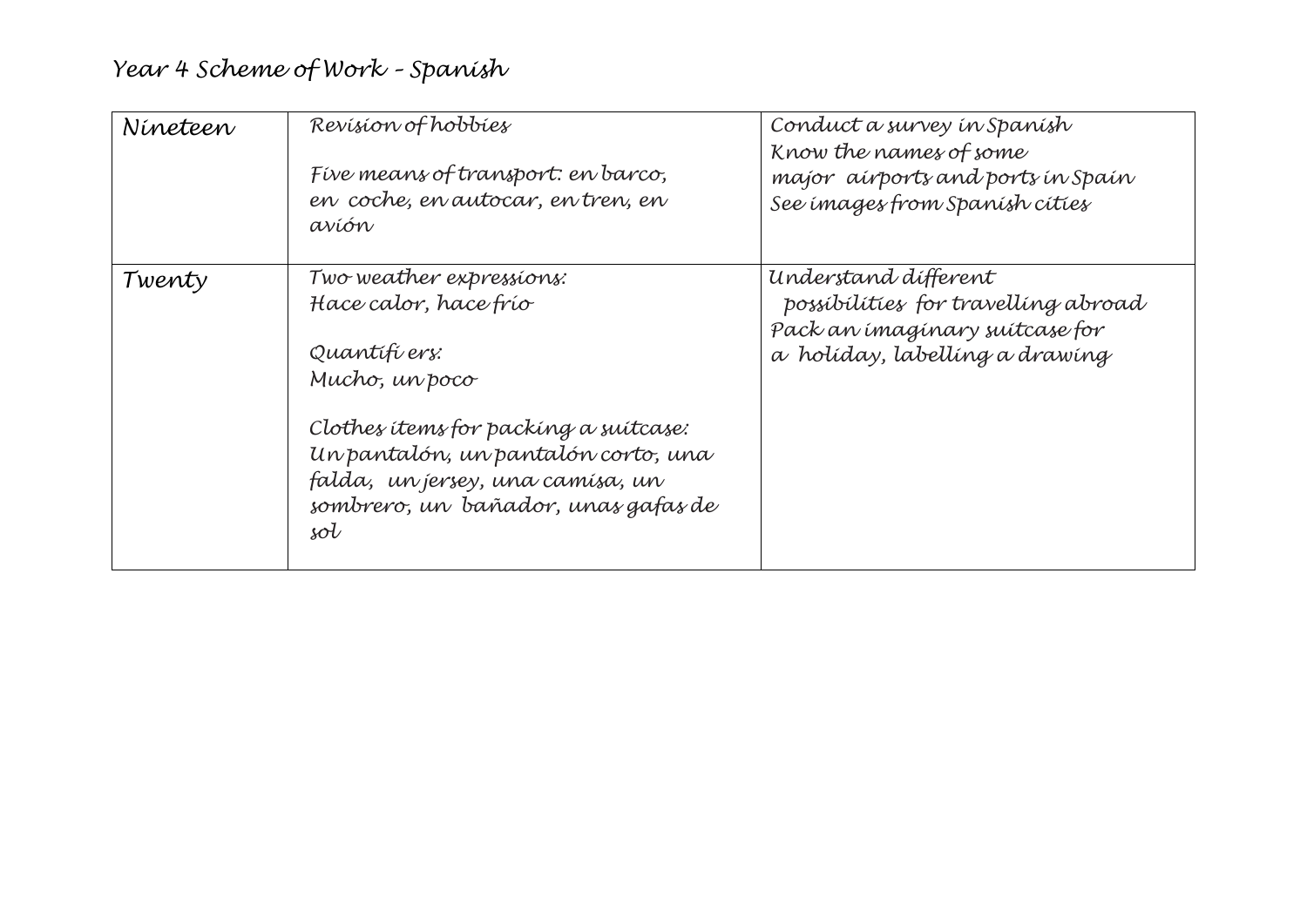Year 4 Scheme of Work – Spanish

| | | |
|---|---|---|
| Nineteen | Revision of hobbies<br><br>Five means of transport: en barco, en coche, en autocar, en tren, en avión | Conduct a survey in Spanish<br>Know the names of some major airports and ports in Spain<br>See images from Spanish cities |
| Twenty | Two weather expressions:<br>Hace calor, hace frío<br><br>Quantifi ers:<br>Mucho, un poco<br><br>Clothes items for packing a suitcase:<br>Un pantalón, un pantalón corto, una falda, un jersey, una camisa, un sombrero, un bañador, unas gafas de sol | Understand different possibilities for travelling abroad<br>Pack an imaginary suitcase for a holiday, labelling a drawing |